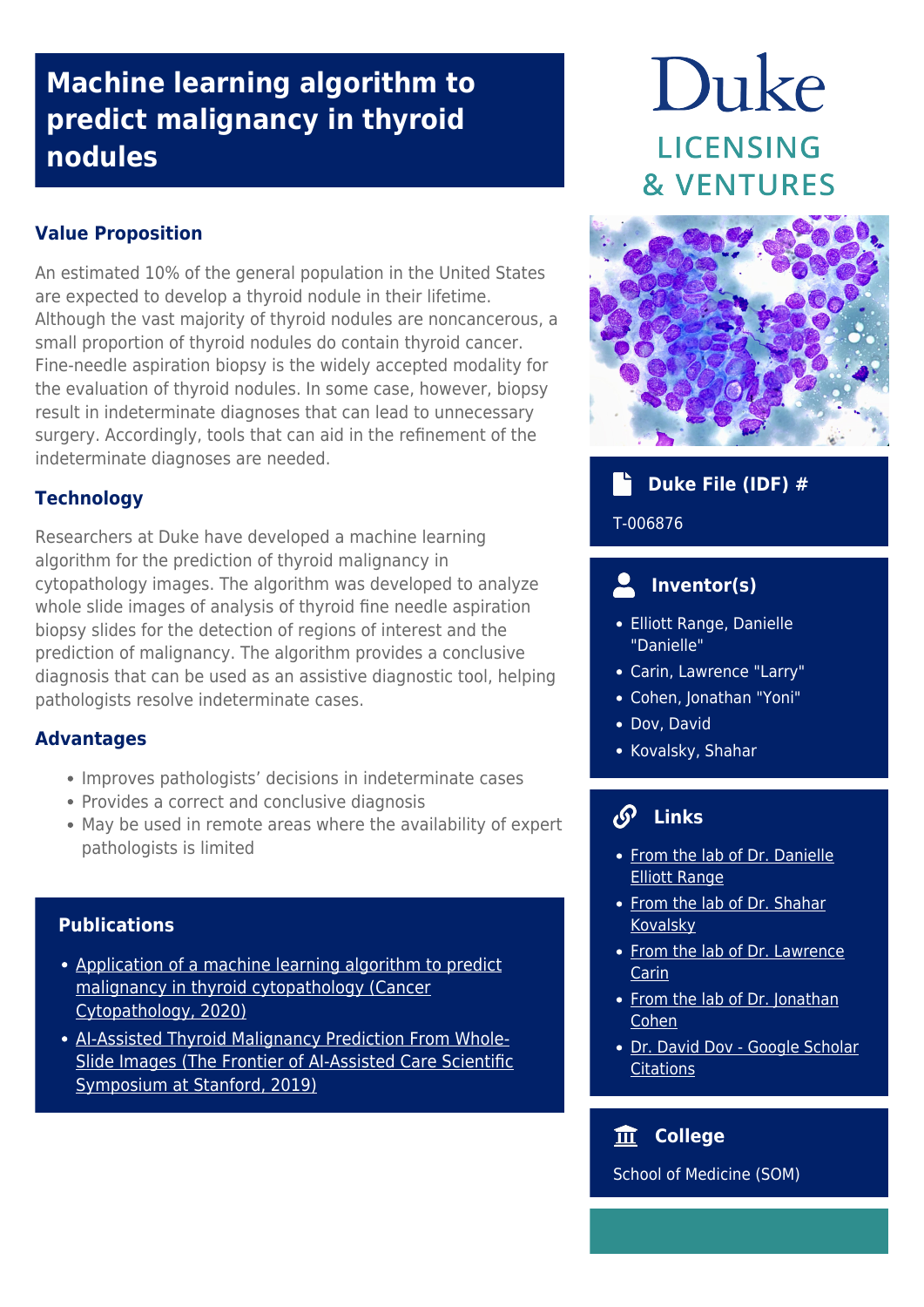# Machine learning algorithm to predict malignancy in thyroid nodules

## Value Proposition

An estimated 10% of the general population in the United States are expected to develop a thyroid nodule in their lifetime. Although the vast majority of thyroid nodules are noncancerous, a small proportion of thyroid nodules do contain thyroid cancer. Fine-needle aspiration biopsy is the widely accepted modality for the evaluation of thyroid nodules. In some case, however, biopsy result in indeterminate diagnoses that can lead to unnecessary surgery. Accordingly, tools that can aid in the refinement of the indeterminate diagnoses are needed.

## Technology

Researchers at Duke have developed a machine learning algorithm for the prediction of thyroid malignancy in cytopathology images. The algorithm was developed to analyze whole slide images of analysis of thyroid fine needle aspiration biopsy slides for the detection of regions of interest and the prediction of malignancy. The algorithm provides a conclusive diagnosis that can be used as an assistive diagnostic tool, helping pathologists resolve indeterminate cases.

## Advantages

- Improves pathologists' decisions in indeterminate cases
- Provides a correct and conclusive diagnosis
- May be used in remote areas where the availability of expert pathologists is limited

## Publications

- Application of a machine learning algorithm to predict malignancy in thyroid cytopathology (Cancer Cytopathology, 2020)
- AI-Assisted Thyroid Malignancy Prediction From Whole-Slide Images (The Frontier of AI-Assisted Care Scientific Symposium at Stanford, 2019)

Duke LICENSING & VENTURES

## Duke File (IDF) #

T-006876

## Inventor(s)

- Elliott Range, Danielle "Danielle"
- Carin, Lawrence "Larry"
- Cohen, Jonathan "Yoni"
- Dov, David
- Kovalsky, Shahar

## Links

- From the lab of Dr. Danielle Elliott Range
- From the lab of Dr. Shahar Kovalsky
- From the lab of Dr. Lawrence Carin
- From the lab of Dr. Jonathan Cohen
- Dr. David Dov - Google Scholar Citations

## College

School of Medicine (SOM)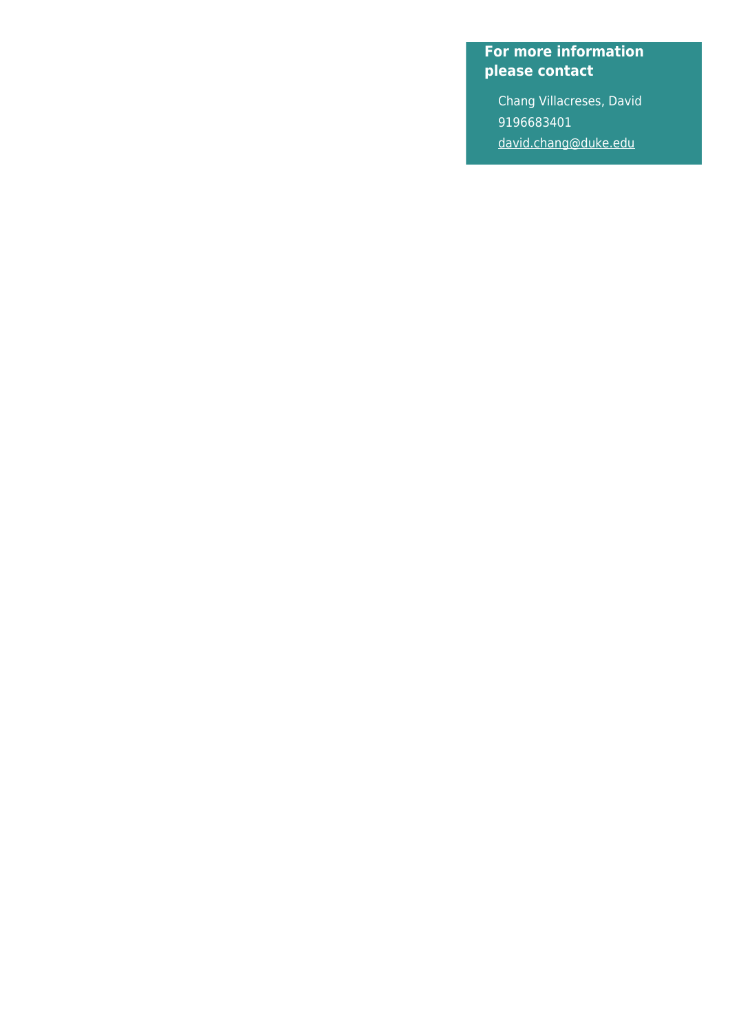**For more information please contact**

Chang Villacreses, David

9196683401

david.chang@duke.edu